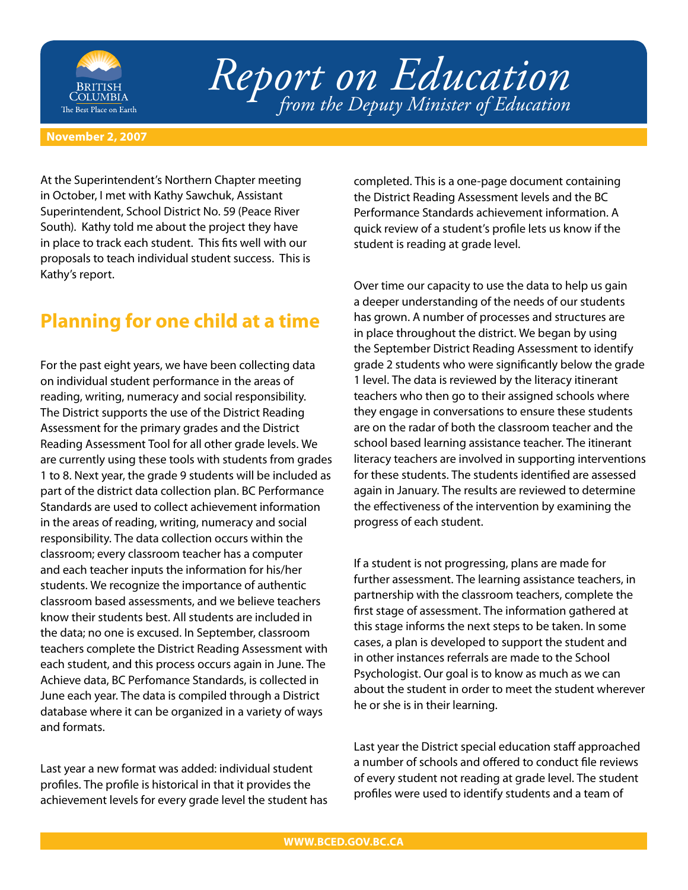# Report on Education

*from the Deputy Minister of Education*

**November 2, 2007**

At the Superintendent's Northern Chapter meeting in October, I met with Kathy Sawchuk, Assistant Superintendent, School District No. 59 (Peace River South). Kathy told me about the project they have in place to track each student. This fits well with our proposals to teach individual student success. This is Kathy's report.

## Planning for one child at a time

For the past eight years, we have been collecting data on individual student performance in the areas of reading, writing, numeracy and social responsibility. The District supports the use of the District Reading Assessment for the primary grades and the District Reading Assessment Tool for all other grade levels. We are currently using these tools with students from grades 1 to 8. Next year, the grade 9 students will be included as part of the district data collection plan. BC Performance Standards are used to collect achievement information in the areas of reading, writing, numeracy and social responsibility. The data collection occurs within the classroom; every classroom teacher has a computer and each teacher inputs the information for his/her students. We recognize the importance of authentic classroom based assessments, and we believe teachers know their students best. All students are included in the data; no one is excused. In September, classroom teachers complete the District Reading Assessment with each student, and this process occurs again in June. The Achieve data, BC Perfomance Standards, is collected in June each year. The data is compiled through a District database where it can be organized in a variety of ways and formats.

Last year a new format was added: individual student profiles. The profile is historical in that it provides the achievement levels for every grade level the student has completed. This is a one-page document containing the District Reading Assessment levels and the BC Performance Standards achievement information. A quick review of a student's profile lets us know if the student is reading at grade level.

Over time our capacity to use the data to help us gain a deeper understanding of the needs of our students has grown. A number of processes and structures are in place throughout the district. We began by using the September District Reading Assessment to identify grade 2 students who were significantly below the grade 1 level. The data is reviewed by the literacy itinerant teachers who then go to their assigned schools where they engage in conversations to ensure these students are on the radar of both the classroom teacher and the school based learning assistance teacher. The itinerant literacy teachers are involved in supporting interventions for these students. The students identified are assessed again in January. The results are reviewed to determine the effectiveness of the intervention by examining the progress of each student.

If a student is not progressing, plans are made for further assessment. The learning assistance teachers, in partnership with the classroom teachers, complete the first stage of assessment. The information gathered at this stage informs the next steps to be taken. In some cases, a plan is developed to support the student and in other instances referrals are made to the School Psychologist. Our goal is to know as much as we can about the student in order to meet the student wherever he or she is in their learning.

Last year the District special education staff approached a number of schools and offered to conduct file reviews of every student not reading at grade level. The student profiles were used to identify students and a team of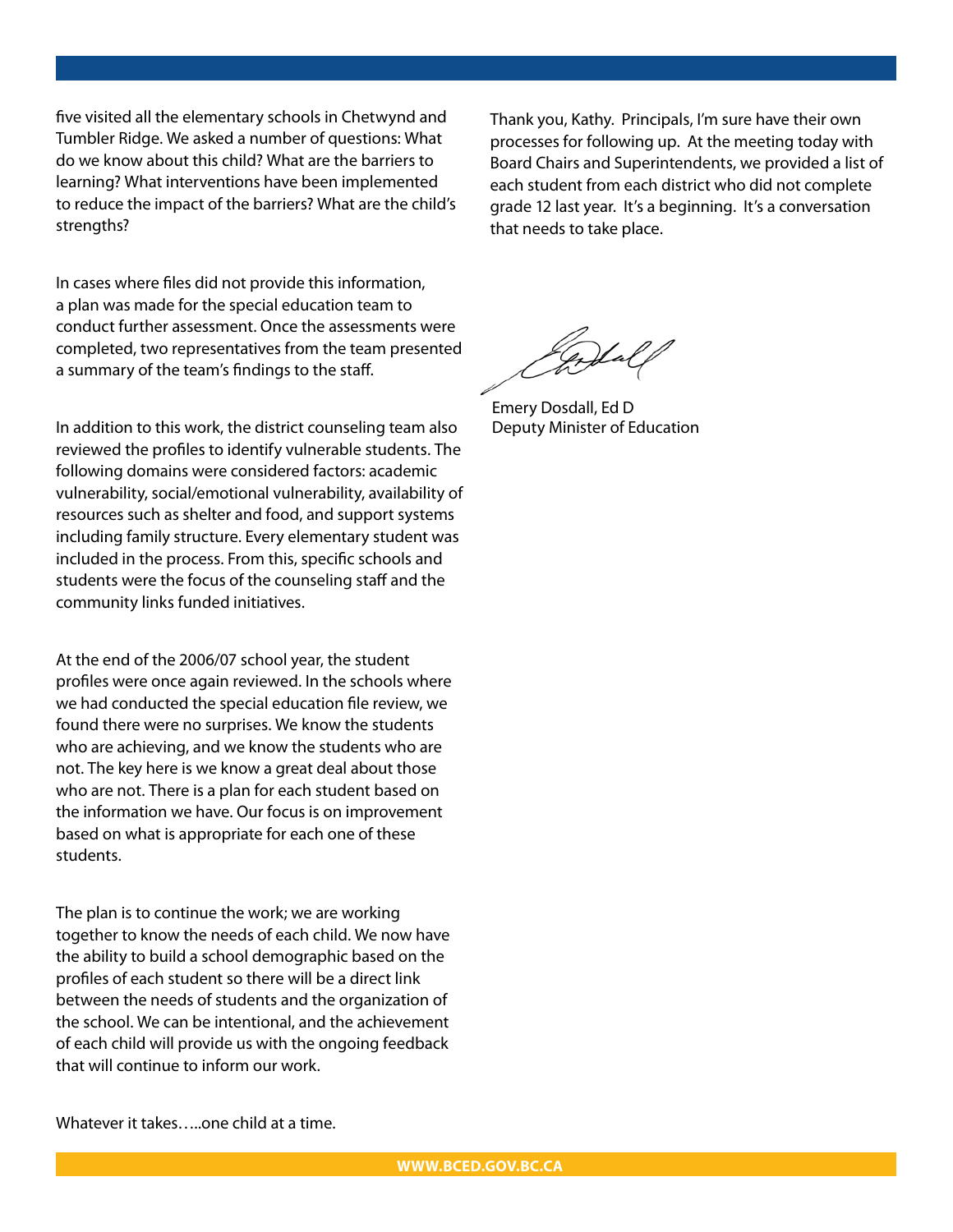five visited all the elementary schools in Chetwynd and Tumbler Ridge. We asked a number of questions: What do we know about this child? What are the barriers to learning? What interventions have been implemented to reduce the impact of the barriers? What are the child's strengths?

In cases where files did not provide this information, a plan was made for the special education team to conduct further assessment. Once the assessments were completed, two representatives from the team presented a summary of the team's findings to the staff.

In addition to this work, the district counseling team also reviewed the profiles to identify vulnerable students. The following domains were considered factors: academic vulnerability, social/emotional vulnerability, availability of resources such as shelter and food, and support systems including family structure. Every elementary student was included in the process. From this, specific schools and students were the focus of the counseling staff and the community links funded initiatives.

At the end of the 2006/07 school year, the student profiles were once again reviewed. In the schools where we had conducted the special education file review, we found there were no surprises. We know the students who are achieving, and we know the students who are not. The key here is we know a great deal about those who are not. There is a plan for each student based on the information we have. Our focus is on improvement based on what is appropriate for each one of these students.

The plan is to continue the work; we are working together to know the needs of each child. We now have the ability to build a school demographic based on the profiles of each student so there will be a direct link between the needs of students and the organization of the school. We can be intentional, and the achievement of each child will provide us with the ongoing feedback that will continue to inform our work.

Whatever it takes…..one child at a time.

Thank you, Kathy. Principals, I'm sure have their own processes for following up. At the meeting today with Board Chairs and Superintendents, we provided a list of each student from each district who did not complete grade 12 last year. It's a beginning. It's a conversation that needs to take place.

Emery Dosdall, Ed D
Deputy Minister of Education